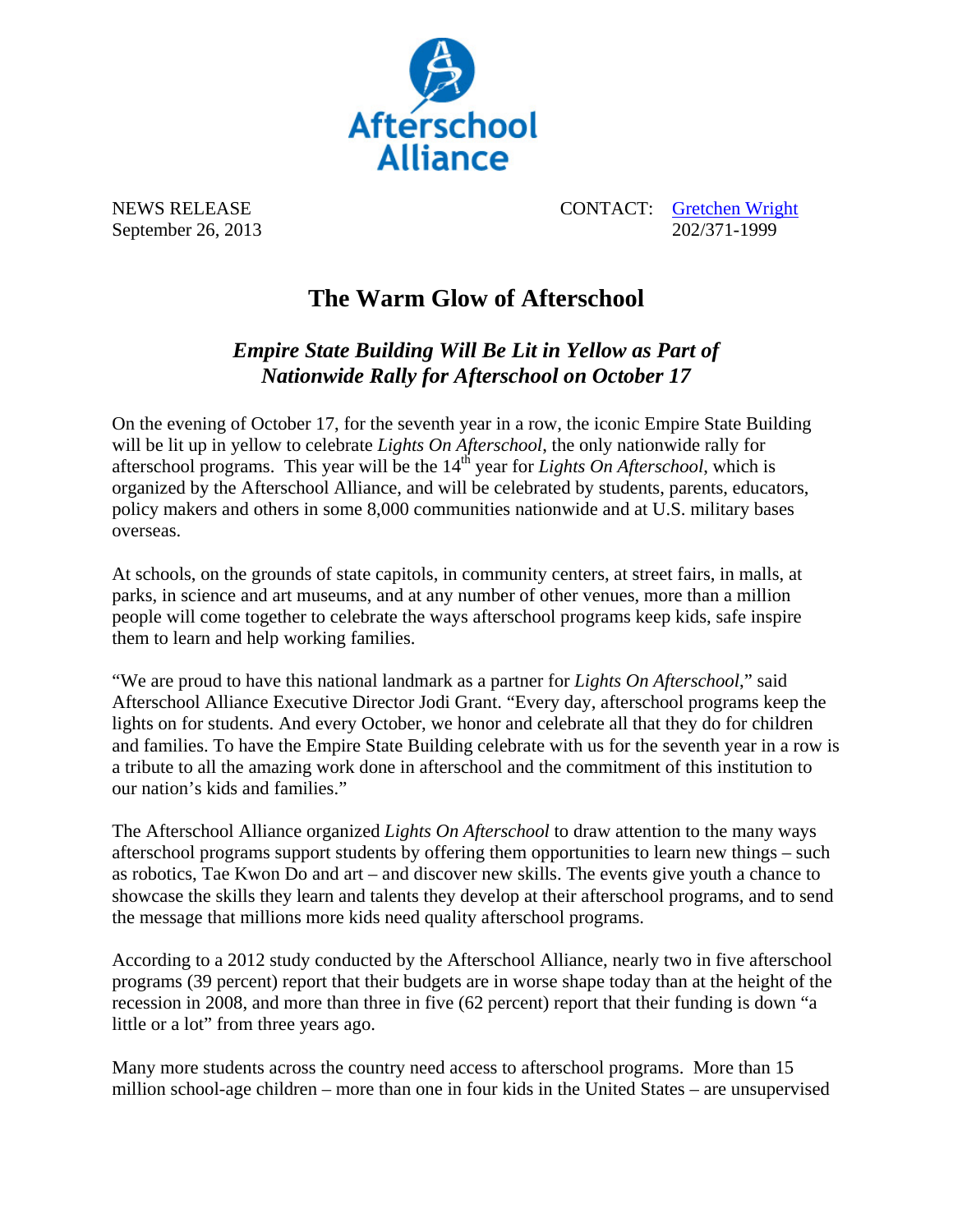Afterschool Alliance

NEWS RELEASE
September 26, 2013

CONTACT: [Gretchen Wright]
202/371-1999

# The Warm Glow of Afterschool

## *Empire State Building Will Be Lit in Yellow as Part of Nationwide Rally for Afterschool on October 17*

On the evening of October 17, for the seventh year in a row, the iconic Empire State Building will be lit up in yellow to celebrate *Lights On Afterschool*, the only nationwide rally for afterschool programs. This year will be the 14th year for *Lights On Afterschool*, which is organized by the Afterschool Alliance, and will be celebrated by students, parents, educators, policy makers and others in some 8,000 communities nationwide and at U.S. military bases overseas.

At schools, on the grounds of state capitols, in community centers, at street fairs, in malls, at parks, in science and art museums, and at any number of other venues, more than a million people will come together to celebrate the ways afterschool programs keep kids, safe inspire them to learn and help working families.

"We are proud to have this national landmark as a partner for *Lights On Afterschool*," said Afterschool Alliance Executive Director Jodi Grant. "Every day, afterschool programs keep the lights on for students. And every October, we honor and celebrate all that they do for children and families. To have the Empire State Building celebrate with us for the seventh year in a row is a tribute to all the amazing work done in afterschool and the commitment of this institution to our nation's kids and families."

The Afterschool Alliance organized *Lights On Afterschool* to draw attention to the many ways afterschool programs support students by offering them opportunities to learn new things – such as robotics, Tae Kwon Do and art – and discover new skills. The events give youth a chance to showcase the skills they learn and talents they develop at their afterschool programs, and to send the message that millions more kids need quality afterschool programs.

According to a 2012 study conducted by the Afterschool Alliance, nearly two in five afterschool programs (39 percent) report that their budgets are in worse shape today than at the height of the recession in 2008, and more than three in five (62 percent) report that their funding is down "a little or a lot" from three years ago.

Many more students across the country need access to afterschool programs. More than 15 million school-age children – more than one in four kids in the United States – are unsupervised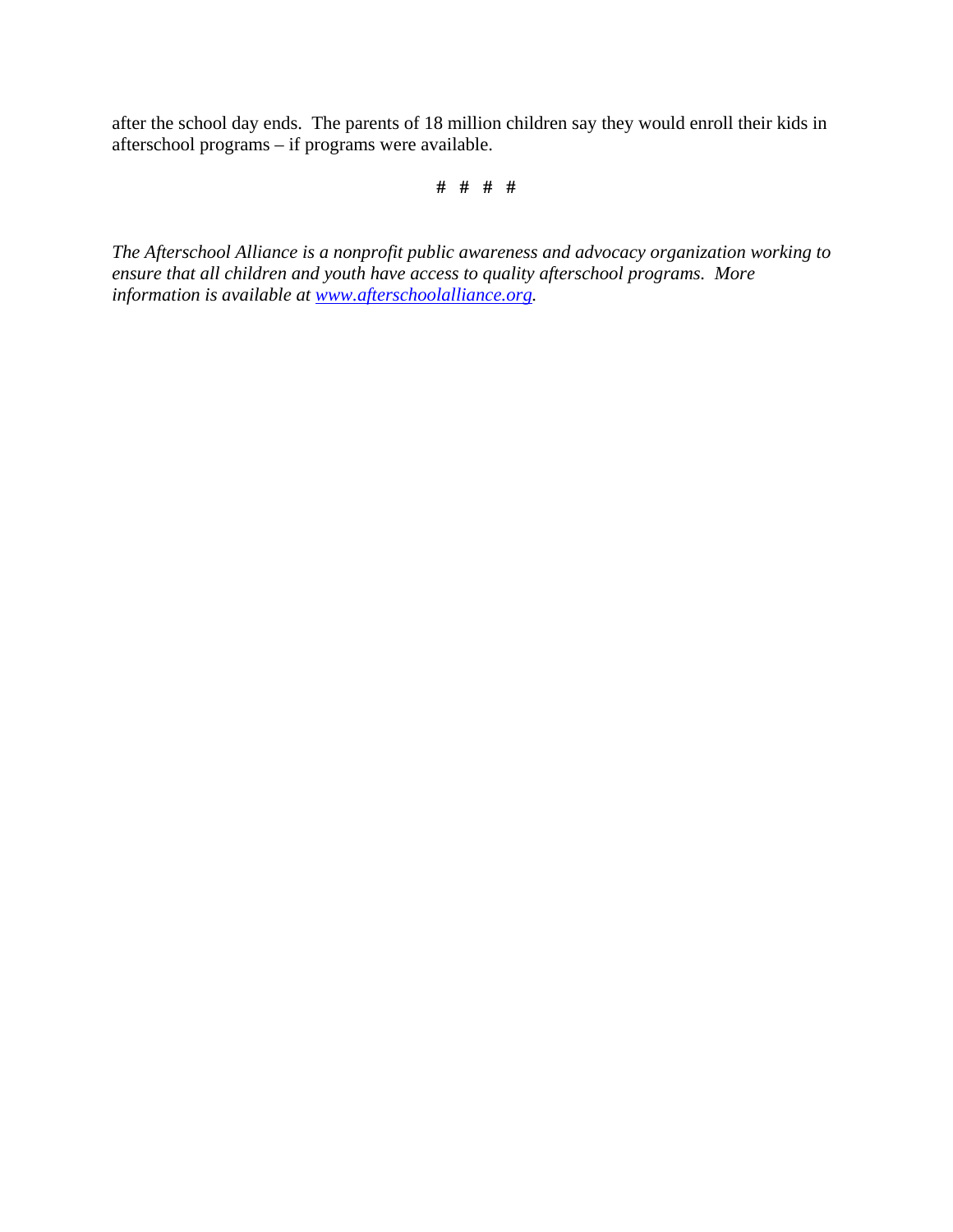after the school day ends. The parents of 18 million children say they would enroll their kids in afterschool programs – if programs were available.

# # # #

*The Afterschool Alliance is a nonprofit public awareness and advocacy organization working to ensure that all children and youth have access to quality afterschool programs. More information is available at [www.afterschoolalliance.org](http://www.afterschoolalliance.org).*